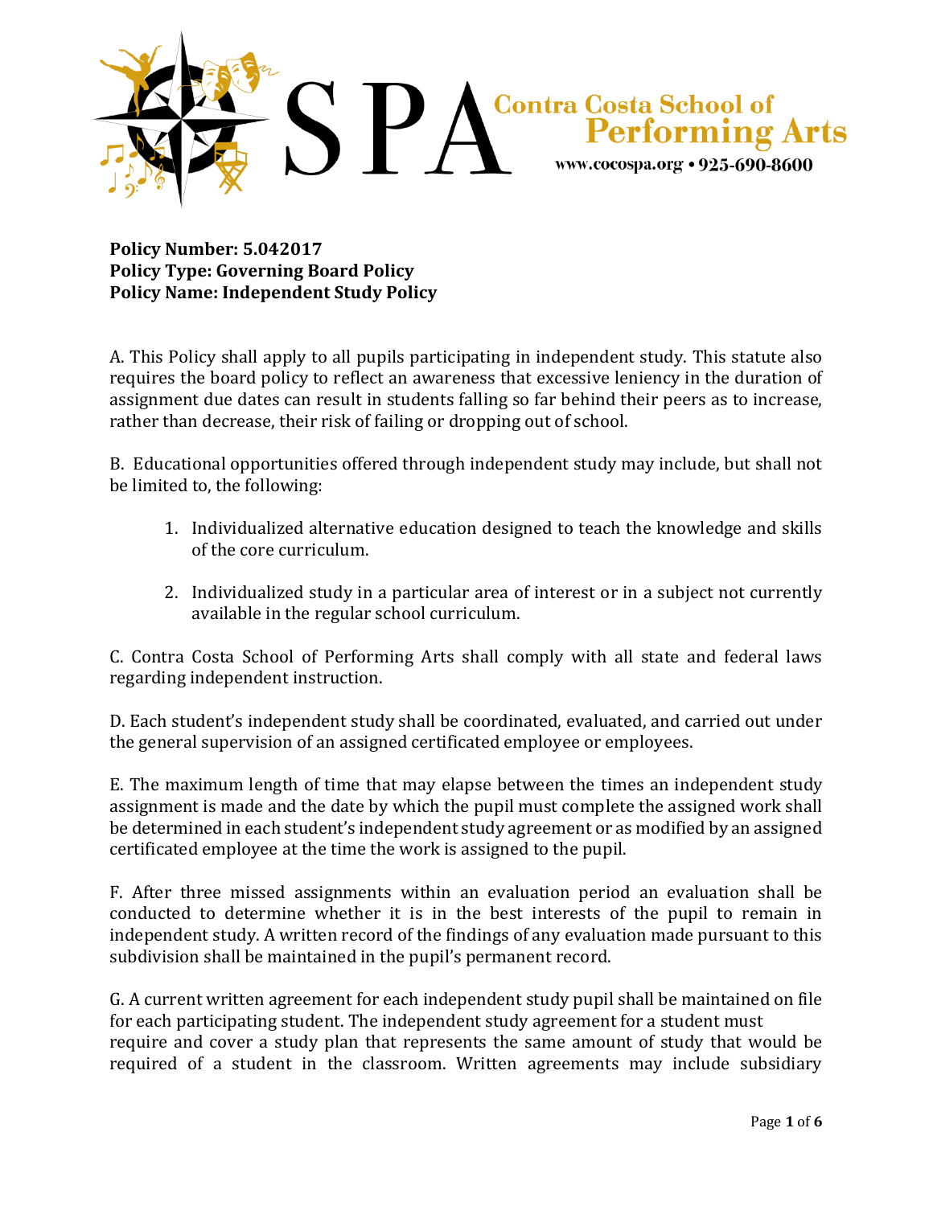SPA Contra Costa School of Performing Arts

www.cocospa.org • 925-690-8600

**Policy Number: 5.042017**
**Policy Type: Governing Board Policy**
**Policy Name: Independent Study Policy**

A. This Policy shall apply to all pupils participating in independent study. This statute also requires the board policy to reflect an awareness that excessive leniency in the duration of assignment due dates can result in students falling so far behind their peers as to increase, rather than decrease, their risk of failing or dropping out of school.

B. Educational opportunities offered through independent study may include, but shall not be limited to, the following:

1. Individualized alternative education designed to teach the knowledge and skills of the core curriculum.

2. Individualized study in a particular area of interest or in a subject not currently available in the regular school curriculum.

C. Contra Costa School of Performing Arts shall comply with all state and federal laws regarding independent instruction.

D. Each student's independent study shall be coordinated, evaluated, and carried out under the general supervision of an assigned certificated employee or employees.

E. The maximum length of time that may elapse between the times an independent study assignment is made and the date by which the pupil must complete the assigned work shall be determined in each student's independent study agreement or as modified by an assigned certificated employee at the time the work is assigned to the pupil.

F. After three missed assignments within an evaluation period an evaluation shall be conducted to determine whether it is in the best interests of the pupil to remain in independent study. A written record of the findings of any evaluation made pursuant to this subdivision shall be maintained in the pupil's permanent record.

G. A current written agreement for each independent study pupil shall be maintained on file for each participating student. The independent study agreement for a student must require and cover a study plan that represents the same amount of study that would be required of a student in the classroom. Written agreements may include subsidiary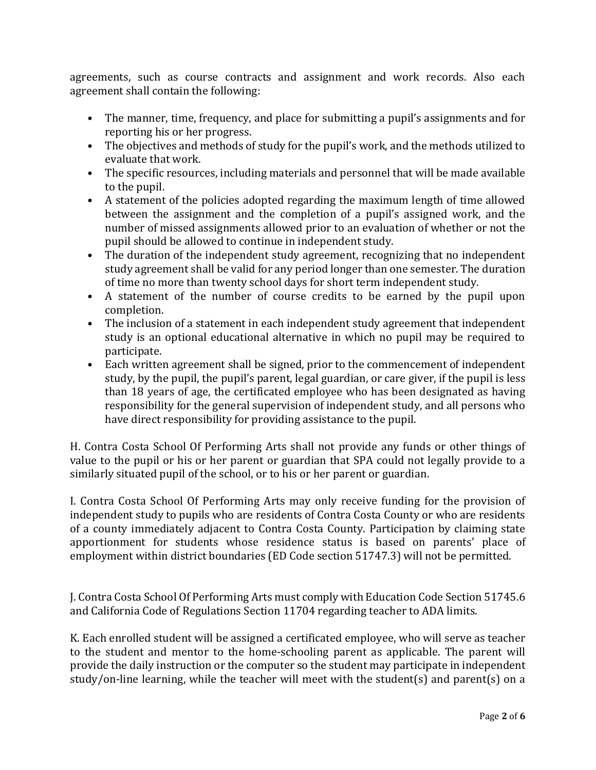agreements, such as course contracts and assignment and work records. Also each agreement shall contain the following:

- The manner, time, frequency, and place for submitting a pupil's assignments and for reporting his or her progress.
- The objectives and methods of study for the pupil's work, and the methods utilized to evaluate that work.
- The specific resources, including materials and personnel that will be made available to the pupil.
- A statement of the policies adopted regarding the maximum length of time allowed between the assignment and the completion of a pupil's assigned work, and the number of missed assignments allowed prior to an evaluation of whether or not the pupil should be allowed to continue in independent study.
- The duration of the independent study agreement, recognizing that no independent study agreement shall be valid for any period longer than one semester. The duration of time no more than twenty school days for short term independent study.
- A statement of the number of course credits to be earned by the pupil upon completion.
- The inclusion of a statement in each independent study agreement that independent study is an optional educational alternative in which no pupil may be required to participate.
- Each written agreement shall be signed, prior to the commencement of independent study, by the pupil, the pupil's parent, legal guardian, or care giver, if the pupil is less than 18 years of age, the certificated employee who has been designated as having responsibility for the general supervision of independent study, and all persons who have direct responsibility for providing assistance to the pupil.

H. Contra Costa School Of Performing Arts shall not provide any funds or other things of value to the pupil or his or her parent or guardian that SPA could not legally provide to a similarly situated pupil of the school, or to his or her parent or guardian.

I. Contra Costa School Of Performing Arts may only receive funding for the provision of independent study to pupils who are residents of Contra Costa County or who are residents of a county immediately adjacent to Contra Costa County. Participation by claiming state apportionment for students whose residence status is based on parents' place of employment within district boundaries (ED Code section 51747.3) will not be permitted.

J. Contra Costa School Of Performing Arts must comply with Education Code Section 51745.6 and California Code of Regulations Section 11704 regarding teacher to ADA limits.

K. Each enrolled student will be assigned a certificated employee, who will serve as teacher to the student and mentor to the home-schooling parent as applicable. The parent will provide the daily instruction or the computer so the student may participate in independent study/on-line learning, while the teacher will meet with the student(s) and parent(s) on a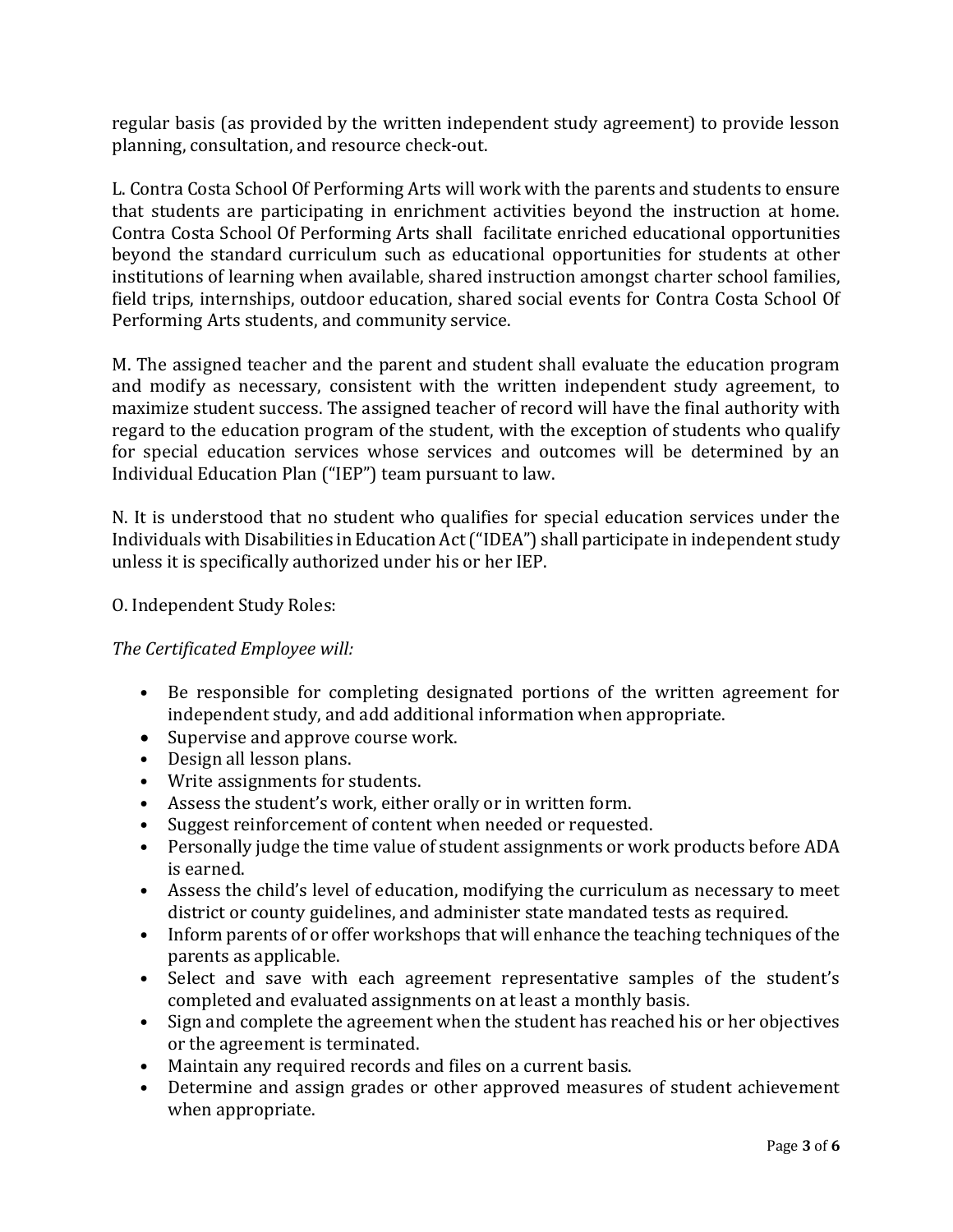regular basis (as provided by the written independent study agreement) to provide lesson planning, consultation, and resource check-out.

L. Contra Costa School Of Performing Arts will work with the parents and students to ensure that students are participating in enrichment activities beyond the instruction at home. Contra Costa School Of Performing Arts shall facilitate enriched educational opportunities beyond the standard curriculum such as educational opportunities for students at other institutions of learning when available, shared instruction amongst charter school families, field trips, internships, outdoor education, shared social events for Contra Costa School Of Performing Arts students, and community service.

M. The assigned teacher and the parent and student shall evaluate the education program and modify as necessary, consistent with the written independent study agreement, to maximize student success. The assigned teacher of record will have the final authority with regard to the education program of the student, with the exception of students who qualify for special education services whose services and outcomes will be determined by an Individual Education Plan ("IEP") team pursuant to law.

N. It is understood that no student who qualifies for special education services under the Individuals with Disabilities in Education Act ("IDEA") shall participate in independent study unless it is specifically authorized under his or her IEP.

O. Independent Study Roles:

*The Certificated Employee will:*

- Be responsible for completing designated portions of the written agreement for independent study, and add additional information when appropriate.
- Supervise and approve course work.
- Design all lesson plans.
- Write assignments for students.
- Assess the student's work, either orally or in written form.
- Suggest reinforcement of content when needed or requested.
- Personally judge the time value of student assignments or work products before ADA is earned.
- Assess the child's level of education, modifying the curriculum as necessary to meet district or county guidelines, and administer state mandated tests as required.
- Inform parents of or offer workshops that will enhance the teaching techniques of the parents as applicable.
- Select and save with each agreement representative samples of the student's completed and evaluated assignments on at least a monthly basis.
- Sign and complete the agreement when the student has reached his or her objectives or the agreement is terminated.
- Maintain any required records and files on a current basis.
- Determine and assign grades or other approved measures of student achievement when appropriate.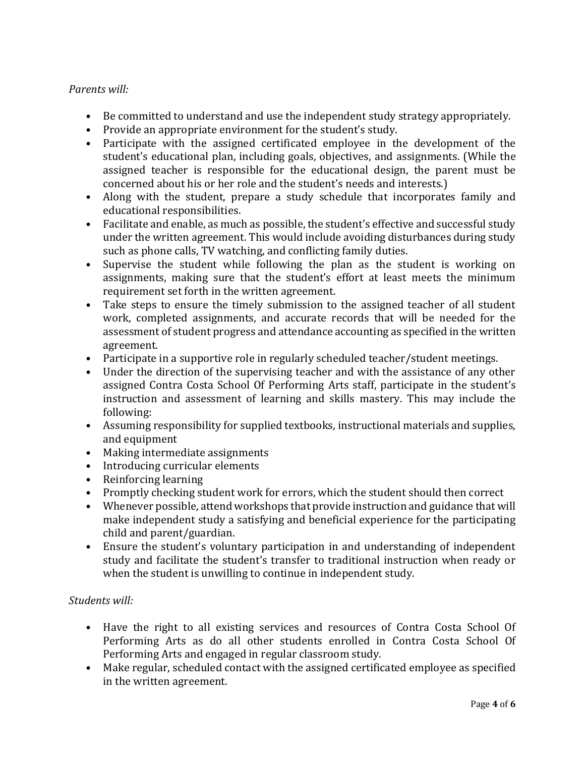*Parents will:*

- Be committed to understand and use the independent study strategy appropriately.
- Provide an appropriate environment for the student's study.
- Participate with the assigned certificated employee in the development of the student's educational plan, including goals, objectives, and assignments. (While the assigned teacher is responsible for the educational design, the parent must be concerned about his or her role and the student's needs and interests.)
- Along with the student, prepare a study schedule that incorporates family and educational responsibilities.
- Facilitate and enable, as much as possible, the student's effective and successful study under the written agreement. This would include avoiding disturbances during study such as phone calls, TV watching, and conflicting family duties.
- Supervise the student while following the plan as the student is working on assignments, making sure that the student's effort at least meets the minimum requirement set forth in the written agreement.
- Take steps to ensure the timely submission to the assigned teacher of all student work, completed assignments, and accurate records that will be needed for the assessment of student progress and attendance accounting as specified in the written agreement.
- Participate in a supportive role in regularly scheduled teacher/student meetings.
- Under the direction of the supervising teacher and with the assistance of any other assigned Contra Costa School Of Performing Arts staff, participate in the student's instruction and assessment of learning and skills mastery. This may include the following:
- Assuming responsibility for supplied textbooks, instructional materials and supplies, and equipment
- Making intermediate assignments
- Introducing curricular elements
- Reinforcing learning
- Promptly checking student work for errors, which the student should then correct
- Whenever possible, attend workshops that provide instruction and guidance that will make independent study a satisfying and beneficial experience for the participating child and parent/guardian.
- Ensure the student's voluntary participation in and understanding of independent study and facilitate the student's transfer to traditional instruction when ready or when the student is unwilling to continue in independent study.

*Students will:*

- Have the right to all existing services and resources of Contra Costa School Of Performing Arts as do all other students enrolled in Contra Costa School Of Performing Arts and engaged in regular classroom study.
- Make regular, scheduled contact with the assigned certificated employee as specified in the written agreement.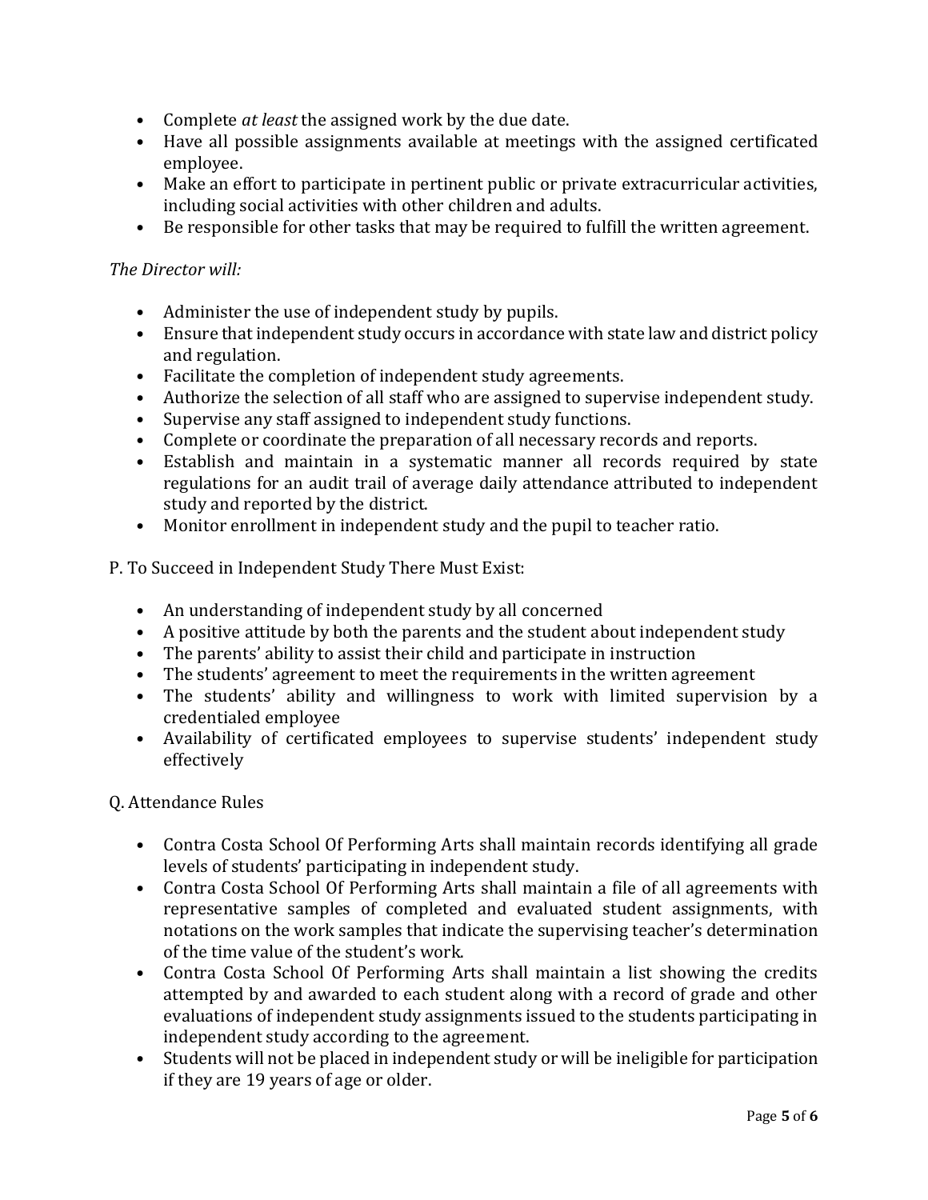- Complete *at least* the assigned work by the due date.
- Have all possible assignments available at meetings with the assigned certificated employee.
- Make an effort to participate in pertinent public or private extracurricular activities, including social activities with other children and adults.
- Be responsible for other tasks that may be required to fulfill the written agreement.

*The Director will:*

- Administer the use of independent study by pupils.
- Ensure that independent study occurs in accordance with state law and district policy and regulation.
- Facilitate the completion of independent study agreements.
- Authorize the selection of all staff who are assigned to supervise independent study.
- Supervise any staff assigned to independent study functions.
- Complete or coordinate the preparation of all necessary records and reports.
- Establish and maintain in a systematic manner all records required by state regulations for an audit trail of average daily attendance attributed to independent study and reported by the district.
- Monitor enrollment in independent study and the pupil to teacher ratio.

P. To Succeed in Independent Study There Must Exist:

- An understanding of independent study by all concerned
- A positive attitude by both the parents and the student about independent study
- The parents' ability to assist their child and participate in instruction
- The students' agreement to meet the requirements in the written agreement
- The students' ability and willingness to work with limited supervision by a credentialed employee
- Availability of certificated employees to supervise students' independent study effectively

Q. Attendance Rules

- Contra Costa School Of Performing Arts shall maintain records identifying all grade levels of students' participating in independent study.
- Contra Costa School Of Performing Arts shall maintain a file of all agreements with representative samples of completed and evaluated student assignments, with notations on the work samples that indicate the supervising teacher's determination of the time value of the student's work.
- Contra Costa School Of Performing Arts shall maintain a list showing the credits attempted by and awarded to each student along with a record of grade and other evaluations of independent study assignments issued to the students participating in independent study according to the agreement.
- Students will not be placed in independent study or will be ineligible for participation if they are 19 years of age or older.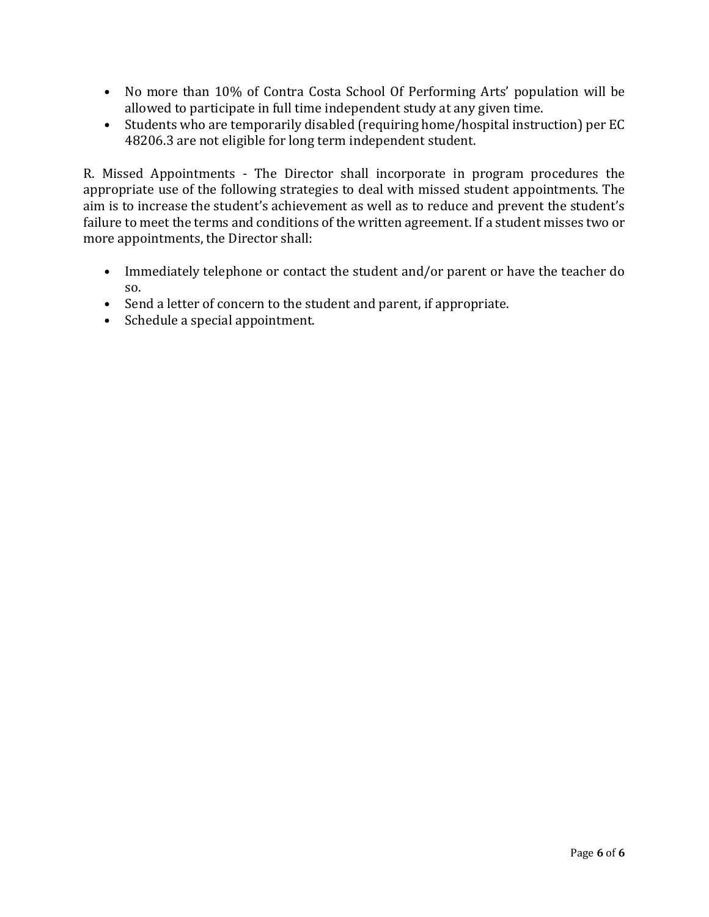- No more than 10% of Contra Costa School Of Performing Arts' population will be allowed to participate in full time independent study at any given time.
- Students who are temporarily disabled (requiring home/hospital instruction) per EC 48206.3 are not eligible for long term independent student.

R. Missed Appointments - The Director shall incorporate in program procedures the appropriate use of the following strategies to deal with missed student appointments. The aim is to increase the student's achievement as well as to reduce and prevent the student's failure to meet the terms and conditions of the written agreement. If a student misses two or more appointments, the Director shall:

- Immediately telephone or contact the student and/or parent or have the teacher do so.
- Send a letter of concern to the student and parent, if appropriate.
- Schedule a special appointment.